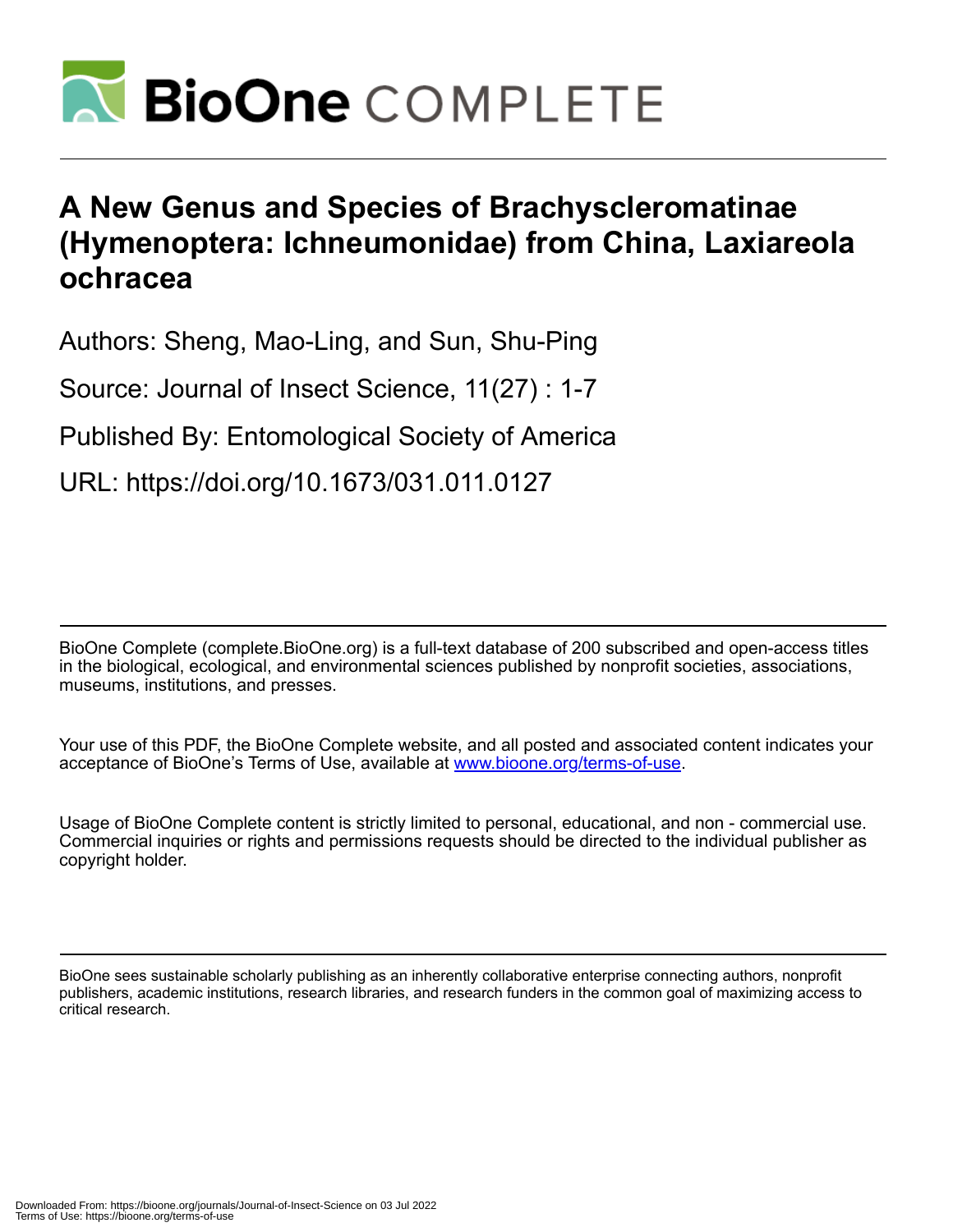# A New Genus and Species of Brachyscleromatinae (Hymenoptera: Ichneumonidae) from China, Laxiareola ochracea

Authors: Sheng, Mao-Ling, and Sun, Shu-Ping

Source: Journal of Insect Science, 11(27) : 1-7

Published By: Entomological Society of America

URL: https://doi.org/10.1673/031.011.0127

BioOne Complete (complete.BioOne.org) is a full-text database of 200 subscribed and open-access titles in the biological, ecological, and environmental sciences published by nonprofit societies, associations, museums, institutions, and presses.

Your use of this PDF, the BioOne Complete website, and all posted and associated content indicates your acceptance of BioOne's Terms of Use, available at www.bioone.org/terms-of-use.

Usage of BioOne Complete content is strictly limited to personal, educational, and non - commercial use. Commercial inquiries or rights and permissions requests should be directed to the individual publisher as copyright holder.

BioOne sees sustainable scholarly publishing as an inherently collaborative enterprise connecting authors, nonprofit publishers, academic institutions, research libraries, and research funders in the common goal of maximizing access to critical research.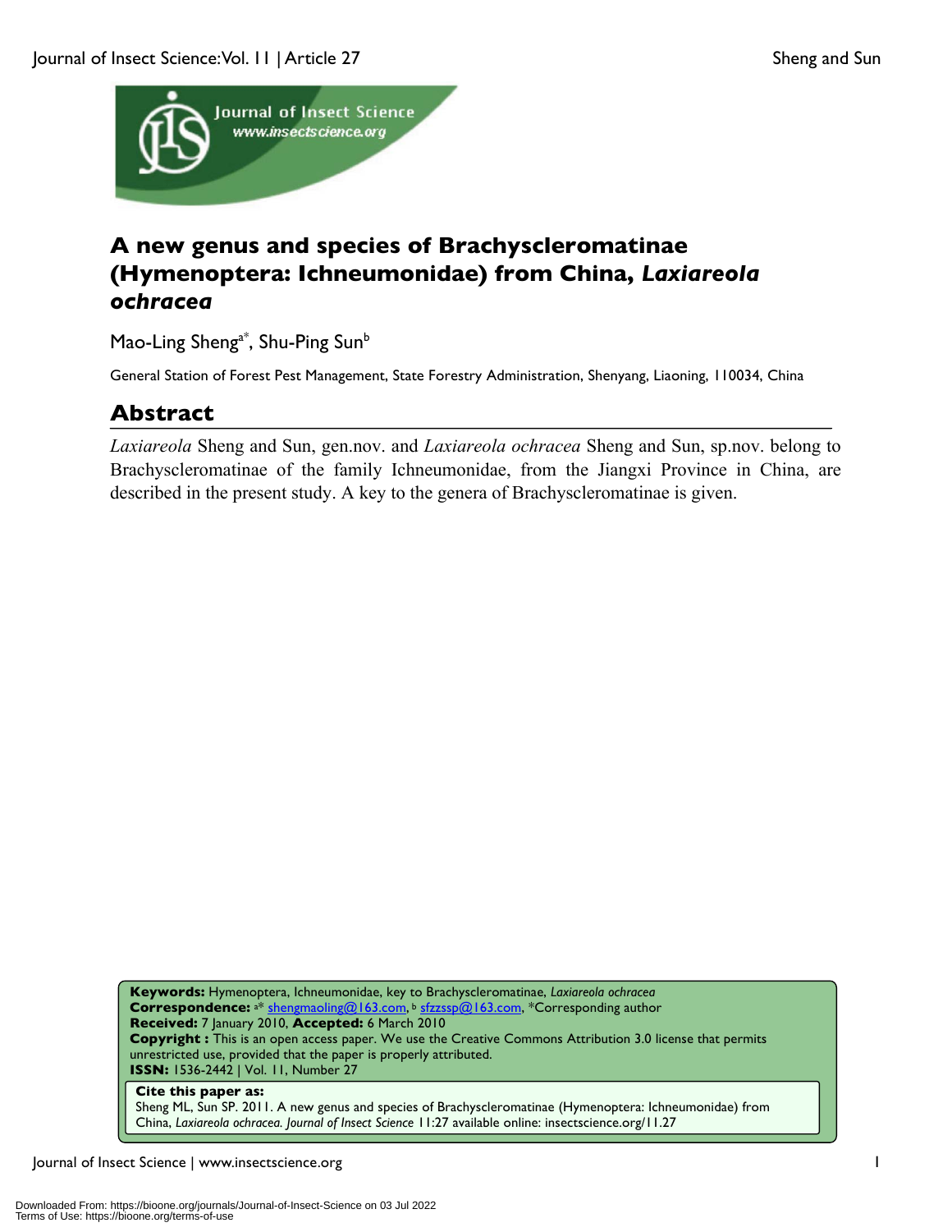# A new genus and species of Brachyscleromatinae (Hymenoptera: Ichneumonidae) from China, *Laxiareola ochracea*

Mao-Ling Sheng[a*], Shu-Ping Sun[b]

General Station of Forest Pest Management, State Forestry Administration, Shenyang, Liaoning, 110034, China

## Abstract

*Laxiareola* Sheng and Sun, gen.nov. and *Laxiareola ochracea* Sheng and Sun, sp.nov. belong to Brachyscleromatinae of the family Ichneumonidae, from the Jiangxi Province in China, are described in the present study. A key to the genera of Brachyscleromatinae is given.

**Keywords:** Hymenoptera, Ichneumonidae, key to Brachyscleromatinae, *Laxiareola ochracea*
**Correspondence:** [a*] shengmaoling@163.com, [b] sfzzssp@163.com, *Corresponding author
**Received:** 7 January 2010, **Accepted:** 6 March 2010
**Copyright :** This is an open access paper. We use the Creative Commons Attribution 3.0 license that permits unrestricted use, provided that the paper is properly attributed.
**ISSN:** 1536-2442 | Vol. 11, Number 27

**Cite this paper as:**
Sheng ML, Sun SP. 2011. A new genus and species of Brachyscleromatinae (Hymenoptera: Ichneumonidae) from China, *Laxiareola ochracea. Journal of Insect Science* 11:27 available online: insectscience.org/11.27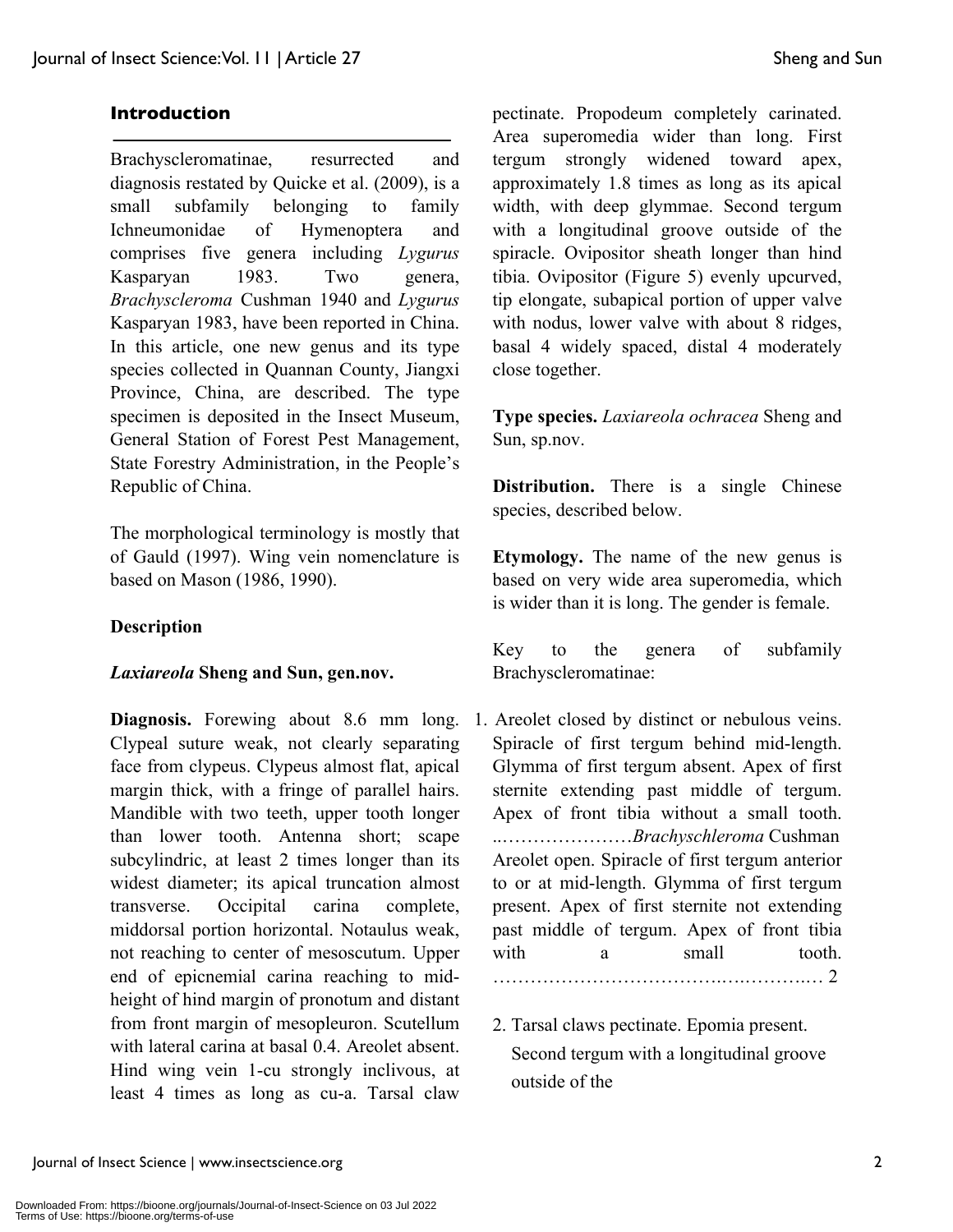## Introduction

Brachyscleromatinae, resurrected and diagnosis restated by Quicke et al. (2009), is a small subfamily belonging to family Ichneumonidae of Hymenoptera and comprises five genera including *Lygurus* Kasparyan 1983. Two genera, *Brachyscleroma* Cushman 1940 and *Lygurus* Kasparyan 1983, have been reported in China. In this article, one new genus and its type species collected in Quannan County, Jiangxi Province, China, are described. The type specimen is deposited in the Insect Museum, General Station of Forest Pest Management, State Forestry Administration, in the People's Republic of China.

The morphological terminology is mostly that of Gauld (1997). Wing vein nomenclature is based on Mason (1986, 1990).

## Description

### *Laxiareola* Sheng and Sun, gen.nov.

**Diagnosis.** Forewing about 8.6 mm long. Clypeal suture weak, not clearly separating face from clypeus. Clypeus almost flat, apical margin thick, with a fringe of parallel hairs. Mandible with two teeth, upper tooth longer than lower tooth. Antenna short; scape subcylindric, at least 2 times longer than its widest diameter; its apical truncation almost transverse. Occipital carina complete, middorsal portion horizontal. Notaulus weak, not reaching to center of mesoscutum. Upper end of epicnemial carina reaching to mid-height of hind margin of pronotum and distant from front margin of mesopleuron. Scutellum with lateral carina at basal 0.4. Areolet absent. Hind wing vein 1-cu strongly inclivous, at least 4 times as long as cu-a. Tarsal claw pectinate. Propodeum completely carinated. Area superomedia wider than long. First tergum strongly widened toward apex, approximately 1.8 times as long as its apical width, with deep glymmae. Second tergum with a longitudinal groove outside of the spiracle. Ovipositor sheath longer than hind tibia. Ovipositor (Figure 5) evenly upcurved, tip elongate, subapical portion of upper valve with nodus, lower valve with about 8 ridges, basal 4 widely spaced, distal 4 moderately close together.

**Type species.** *Laxiareola ochracea* Sheng and Sun, sp.nov.

**Distribution.** There is a single Chinese species, described below.

**Etymology.** The name of the new genus is based on very wide area superomedia, which is wider than it is long. The gender is female.

Key to the genera of subfamily Brachyscleromatinae:

1. Areolet closed by distinct or nebulous veins. Spiracle of first tergum behind mid-length. Glymma of first tergum absent. Apex of first sternite extending past middle of tergum. Apex of front tibia without a small tooth. ..…………………*Brachyschleroma* Cushman
   Areolet open. Spiracle of first tergum anterior to or at mid-length. Glymma of first tergum present. Apex of first sternite not extending past middle of tergum. Apex of front tibia with a small tooth. ……………………………..…..………..… 2

2. Tarsal claws pectinate. Epomia present. Second tergum with a longitudinal groove outside of the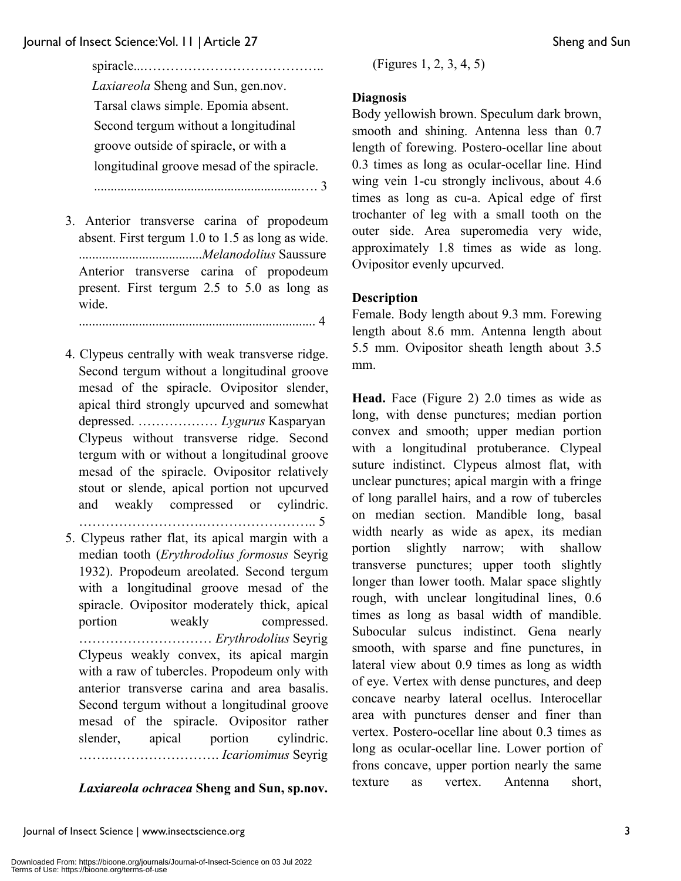spiracle...…………………………………..
*Laxiareola* Sheng and Sun, gen.nov.
Tarsal claws simple. Epomia absent. Second tergum without a longitudinal groove outside of spiracle, or with a longitudinal groove mesad of the spiracle. ..............................................................… 3

3. Anterior transverse carina of propodeum absent. First tergum 1.0 to 1.5 as long as wide. ....................................*Melanodolius* Saussure
Anterior transverse carina of propodeum present. First tergum 2.5 to 5.0 as long as wide. ...................................................................... 4

4. Clypeus centrally with weak transverse ridge. Second tergum without a longitudinal groove mesad of the spiracle. Ovipositor slender, apical third strongly upcurved and somewhat depressed. ……………… *Lygurus* Kasparyan
Clypeus without transverse ridge. Second tergum with or without a longitudinal groove mesad of the spiracle. Ovipositor relatively stout or slende, apical portion not upcurved and weakly compressed or cylindric. ……………………….…………………….. 5

5. Clypeus rather flat, its apical margin with a median tooth (*Erythrodolius formosus* Seyrig 1932). Propodeum areolated. Second tergum with a longitudinal groove mesad of the spiracle. Ovipositor moderately thick, apical portion weakly compressed. ………………………… *Erythrodolius* Seyrig
Clypeus weakly convex, its apical margin with a raw of tubercles. Propodeum only with anterior transverse carina and area basalis. Second tergum without a longitudinal groove mesad of the spiracle. Ovipositor rather slender, apical portion cylindric. ……..……………………. *Icariomimus* Seyrig

***Laxiareola ochracea*** **Sheng and Sun, sp.nov.**
(Figures 1, 2, 3, 4, 5)

**Diagnosis**
Body yellowish brown. Speculum dark brown, smooth and shining. Antenna less than 0.7 length of forewing. Postero-ocellar line about 0.3 times as long as ocular-ocellar line. Hind wing vein 1-cu strongly inclivous, about 4.6 times as long as cu-a. Apical edge of first trochanter of leg with a small tooth on the outer side. Area superomedia very wide, approximately 1.8 times as wide as long. Ovipositor evenly upcurved.

**Description**
Female. Body length about 9.3 mm. Forewing length about 8.6 mm. Antenna length about 5.5 mm. Ovipositor sheath length about 3.5 mm.

**Head.** Face (Figure 2) 2.0 times as wide as long, with dense punctures; median portion convex and smooth; upper median portion with a longitudinal protuberance. Clypeal suture indistinct. Clypeus almost flat, with unclear punctures; apical margin with a fringe of long parallel hairs, and a row of tubercles on median section. Mandible long, basal width nearly as wide as apex, its median portion slightly narrow; with shallow transverse punctures; upper tooth slightly longer than lower tooth. Malar space slightly rough, with unclear longitudinal lines, 0.6 times as long as basal width of mandible. Subocular sulcus indistinct. Gena nearly smooth, with sparse and fine punctures, in lateral view about 0.9 times as long as width of eye. Vertex with dense punctures, and deep concave nearby lateral ocellus. Interocellar area with punctures denser and finer than vertex. Postero-ocellar line about 0.3 times as long as ocular-ocellar line. Lower portion of frons concave, upper portion nearly the same texture as vertex. Antenna short,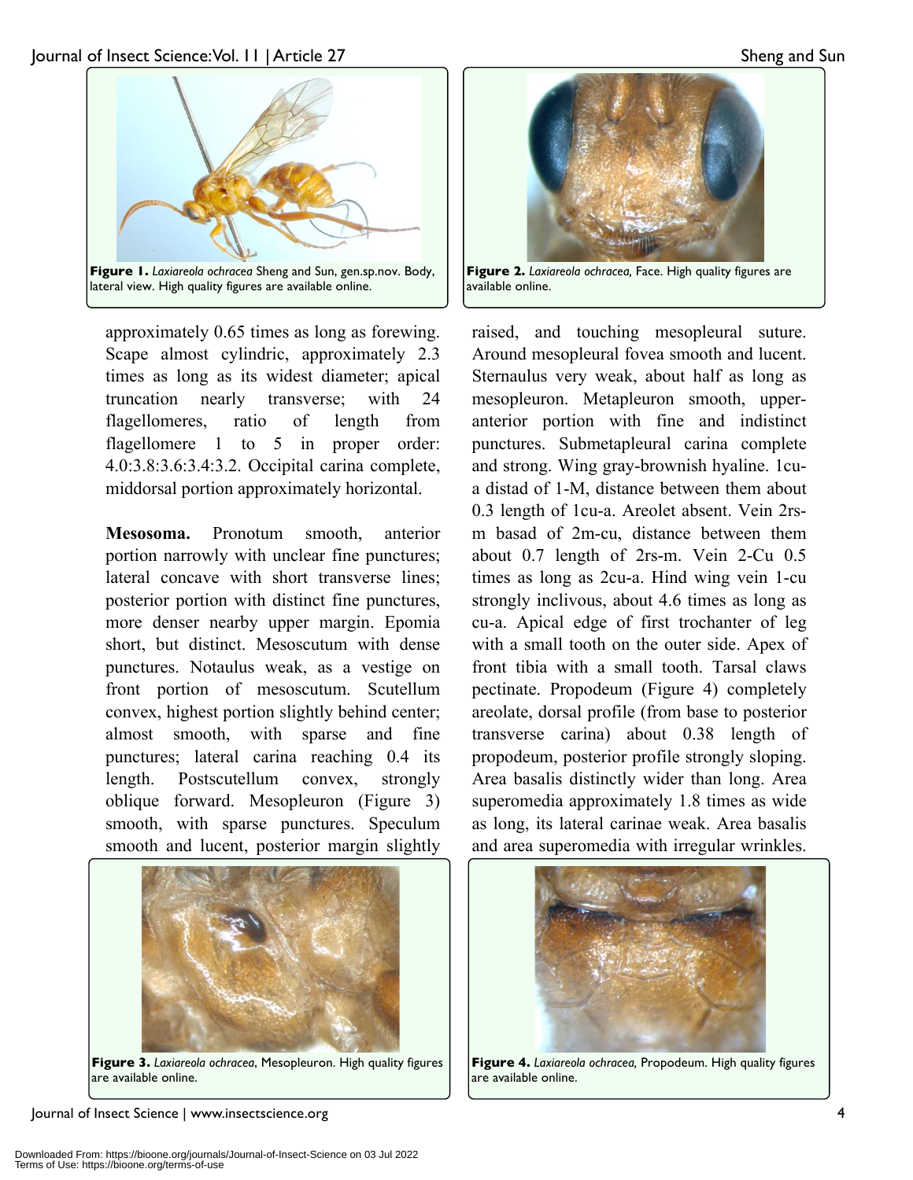Figure 1. *Laxiareola ochracea* Sheng and Sun, gen.sp.nov. Body, lateral view. High quality figures are available online.

Figure 2. *Laxiareola ochracea,* Face. High quality figures are available online.

approximately 0.65 times as long as forewing. Scape almost cylindric, approximately 2.3 times as long as its widest diameter; apical truncation nearly transverse; with 24 flagellomeres, ratio of length from flagellomere 1 to 5 in proper order: 4.0:3.8:3.6:3.4:3.2. Occipital carina complete, middorsal portion approximately horizontal.

**Mesosoma.** Pronotum smooth, anterior portion narrowly with unclear fine punctures; lateral concave with short transverse lines; posterior portion with distinct fine punctures, more denser nearby upper margin. Epomia short, but distinct. Mesoscutum with dense punctures. Notaulus weak, as a vestige on front portion of mesoscutum. Scutellum convex, highest portion slightly behind center; almost smooth, with sparse and fine punctures; lateral carina reaching 0.4 its length. Postscutellum convex, strongly oblique forward. Mesopleuron (Figure 3) smooth, with sparse punctures. Speculum smooth and lucent, posterior margin slightly raised, and touching mesopleural suture. Around mesopleural fovea smooth and lucent. Sternaulus very weak, about half as long as mesopleuron. Metapleuron smooth, upper-anterior portion with fine and indistinct punctures. Submetapleural carina complete and strong. Wing gray-brownish hyaline. 1cu-a distad of 1-M, distance between them about 0.3 length of 1cu-a. Areolet absent. Vein 2rs-m basad of 2m-cu, distance between them about 0.7 length of 2rs-m. Vein 2-Cu 0.5 times as long as 2cu-a. Hind wing vein 1-cu strongly inclivous, about 4.6 times as long as cu-a. Apical edge of first trochanter of leg with a small tooth on the outer side. Apex of front tibia with a small tooth. Tarsal claws pectinate. Propodeum (Figure 4) completely areolate, dorsal profile (from base to posterior transverse carina) about 0.38 length of propodeum, posterior profile strongly sloping. Area basalis distinctly wider than long. Area superomedia approximately 1.8 times as wide as long, its lateral carinae weak. Area basalis and area superomedia with irregular wrinkles.

Figure 3. *Laxiareola ochracea*, Mesopleuron. High quality figures are available online.

Figure 4. *Laxiareola ochracea,* Propodeum. High quality figures are available online.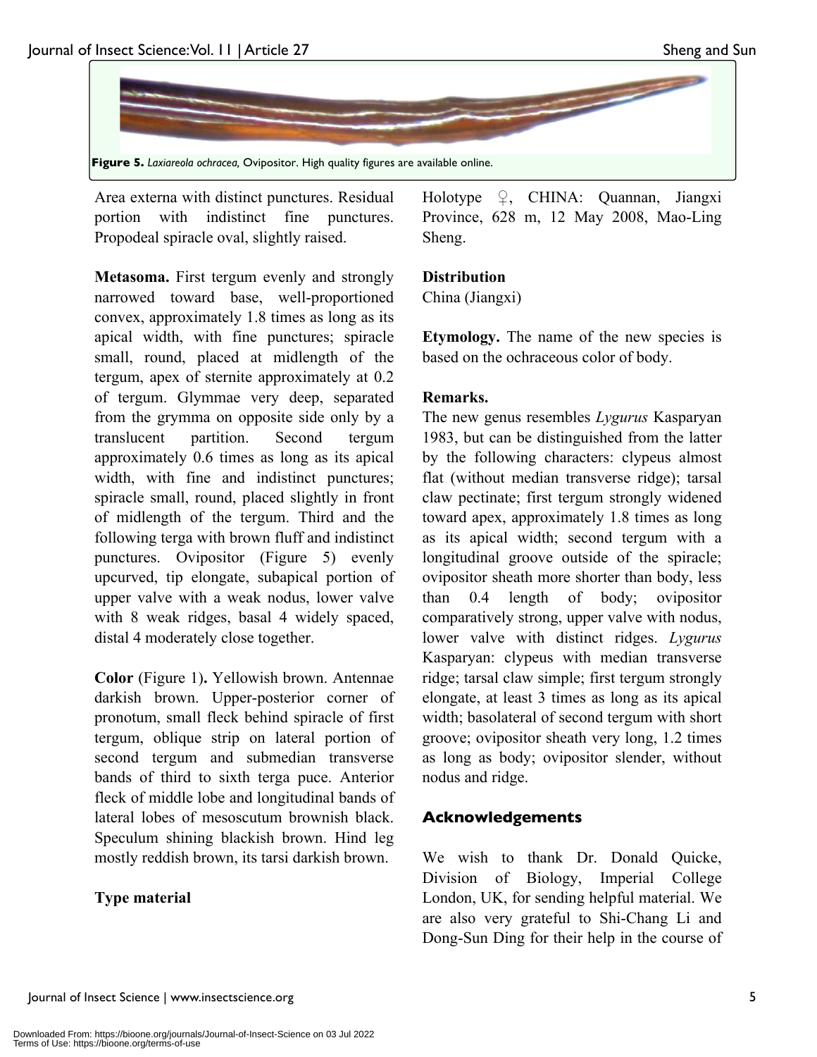Figure 5. *Laxiareola ochracea,* Ovipositor. High quality figures are available online.

Area externa with distinct punctures. Residual portion with indistinct fine punctures. Propodeal spiracle oval, slightly raised.

**Metasoma.** First tergum evenly and strongly narrowed toward base, well-proportioned convex, approximately 1.8 times as long as its apical width, with fine punctures; spiracle small, round, placed at midlength of the tergum, apex of sternite approximately at 0.2 of tergum. Glymmae very deep, separated from the grymma on opposite side only by a translucent partition. Second tergum approximately 0.6 times as long as its apical width, with fine and indistinct punctures; spiracle small, round, placed slightly in front of midlength of the tergum. Third and the following terga with brown fluff and indistinct punctures. Ovipositor (Figure 5) evenly upcurved, tip elongate, subapical portion of upper valve with a weak nodus, lower valve with 8 weak ridges, basal 4 widely spaced, distal 4 moderately close together.

**Color** (Figure 1)**.** Yellowish brown. Antennae darkish brown. Upper-posterior corner of pronotum, small fleck behind spiracle of first tergum, oblique strip on lateral portion of second tergum and submedian transverse bands of third to sixth terga puce. Anterior fleck of middle lobe and longitudinal bands of lateral lobes of mesoscutum brownish black. Speculum shining blackish brown. Hind leg mostly reddish brown, its tarsi darkish brown.

**Type material**

Holotype ♀, CHINA: Quannan, Jiangxi Province, 628 m, 12 May 2008, Mao-Ling Sheng.

**Distribution**
China (Jiangxi)

**Etymology.** The name of the new species is based on the ochraceous color of body.

**Remarks.**
The new genus resembles *Lygurus* Kasparyan 1983, but can be distinguished from the latter by the following characters: clypeus almost flat (without median transverse ridge); tarsal claw pectinate; first tergum strongly widened toward apex, approximately 1.8 times as long as its apical width; second tergum with a longitudinal groove outside of the spiracle; ovipositor sheath more shorter than body, less than 0.4 length of body; ovipositor comparatively strong, upper valve with nodus, lower valve with distinct ridges. *Lygurus* Kasparyan: clypeus with median transverse ridge; tarsal claw simple; first tergum strongly elongate, at least 3 times as long as its apical width; basolateral of second tergum with short groove; ovipositor sheath very long, 1.2 times as long as body; ovipositor slender, without nodus and ridge.

## Acknowledgements

We wish to thank Dr. Donald Quicke, Division of Biology, Imperial College London, UK, for sending helpful material. We are also very grateful to Shi-Chang Li and Dong-Sun Ding for their help in the course of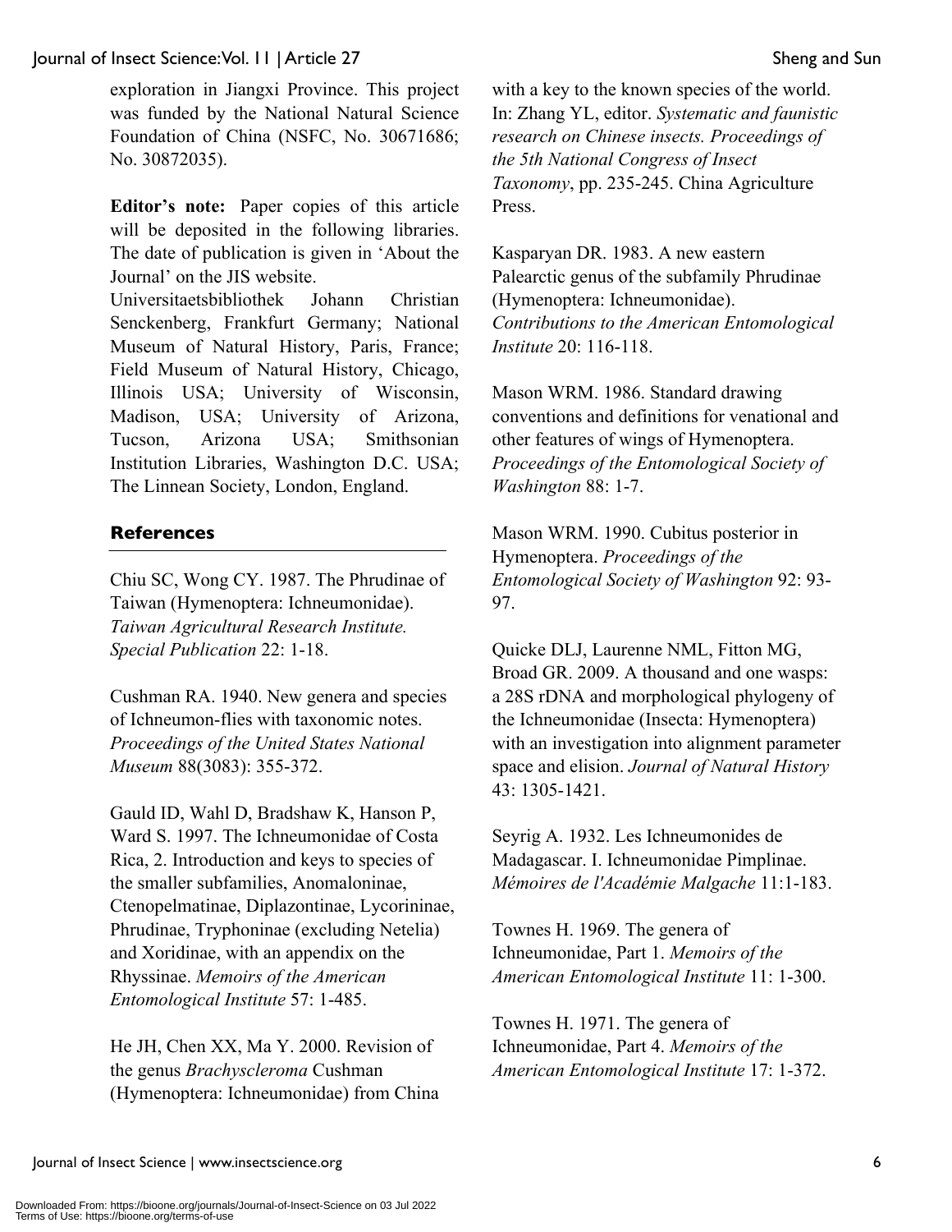exploration in Jiangxi Province. This project was funded by the National Natural Science Foundation of China (NSFC, No. 30671686; No. 30872035).

**Editor's note:** Paper copies of this article will be deposited in the following libraries. The date of publication is given in 'About the Journal' on the JIS website.
Universitaetsbibliothek Johann Christian Senckenberg, Frankfurt Germany; National Museum of Natural History, Paris, France; Field Museum of Natural History, Chicago, Illinois USA; University of Wisconsin, Madison, USA; University of Arizona, Tucson, Arizona USA; Smithsonian Institution Libraries, Washington D.C. USA; The Linnean Society, London, England.

## References

Chiu SC, Wong CY. 1987. The Phrudinae of Taiwan (Hymenoptera: Ichneumonidae). *Taiwan Agricultural Research Institute. Special Publication* 22: 1-18.

Cushman RA. 1940. New genera and species of Ichneumon-flies with taxonomic notes. *Proceedings of the United States National Museum* 88(3083): 355-372.

Gauld ID, Wahl D, Bradshaw K, Hanson P, Ward S. 1997. The Ichneumonidae of Costa Rica, 2. Introduction and keys to species of the smaller subfamilies, Anomaloninae, Ctenopelmatinae, Diplazontinae, Lycorininae, Phrudinae, Tryphoninae (excluding Netelia) and Xoridinae, with an appendix on the Rhyssinae. *Memoirs of the American Entomological Institute* 57: 1-485.

He JH, Chen XX, Ma Y. 2000. Revision of the genus *Brachyscleroma* Cushman (Hymenoptera: Ichneumonidae) from China with a key to the known species of the world. In: Zhang YL, editor. *Systematic and faunistic research on Chinese insects. Proceedings of the 5th National Congress of Insect Taxonomy*, pp. 235-245. China Agriculture Press.

Kasparyan DR. 1983. A new eastern Palearctic genus of the subfamily Phrudinae (Hymenoptera: Ichneumonidae). *Contributions to the American Entomological Institute* 20: 116-118.

Mason WRM. 1986. Standard drawing conventions and definitions for venational and other features of wings of Hymenoptera. *Proceedings of the Entomological Society of Washington* 88: 1-7.

Mason WRM. 1990. Cubitus posterior in Hymenoptera. *Proceedings of the Entomological Society of Washington* 92: 93-97.

Quicke DLJ, Laurenne NML, Fitton MG, Broad GR. 2009. A thousand and one wasps: a 28S rDNA and morphological phylogeny of the Ichneumonidae (Insecta: Hymenoptera) with an investigation into alignment parameter space and elision. *Journal of Natural History* 43: 1305-1421.

Seyrig A. 1932. Les Ichneumonides de Madagascar. I. Ichneumonidae Pimplinae. *Mémoires de l'Académie Malgache* 11:1-183.

Townes H. 1969. The genera of Ichneumonidae, Part 1. *Memoirs of the American Entomological Institute* 11: 1-300.

Townes H. 1971. The genera of Ichneumonidae, Part 4. *Memoirs of the American Entomological Institute* 17: 1-372.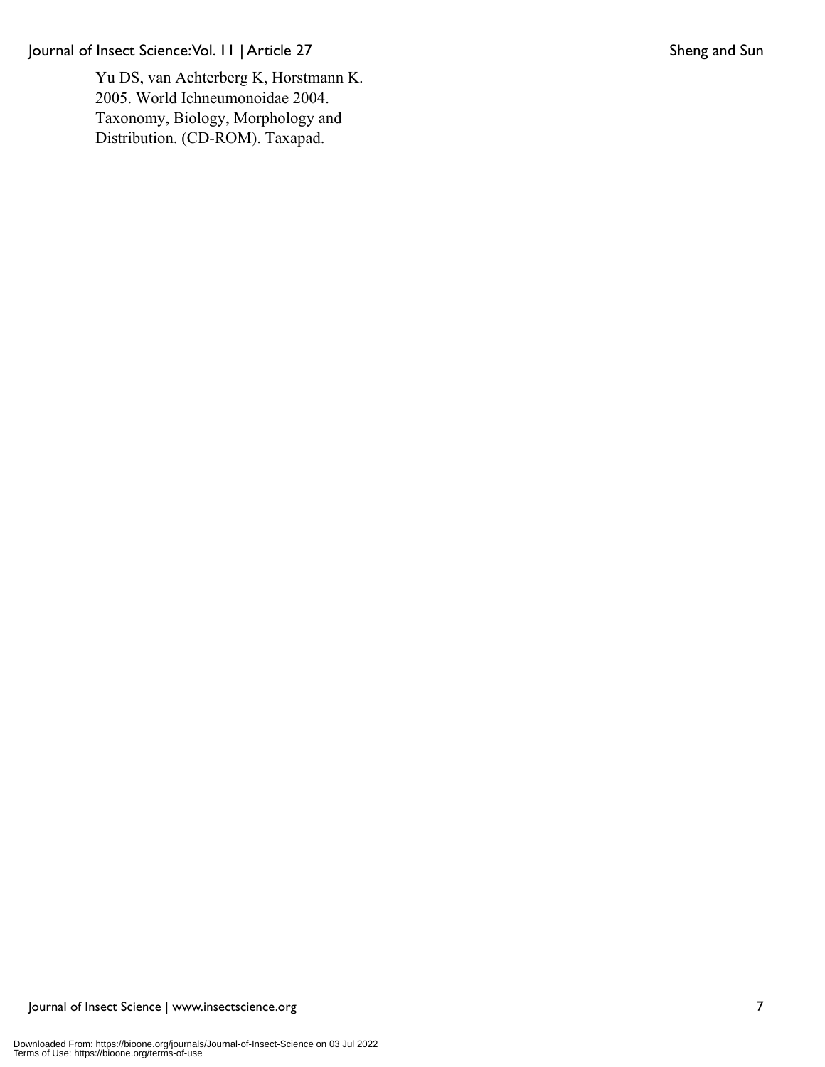Yu DS, van Achterberg K, Horstmann K. 2005. World Ichneumonoidae 2004. Taxonomy, Biology, Morphology and Distribution. (CD-ROM). Taxapad.